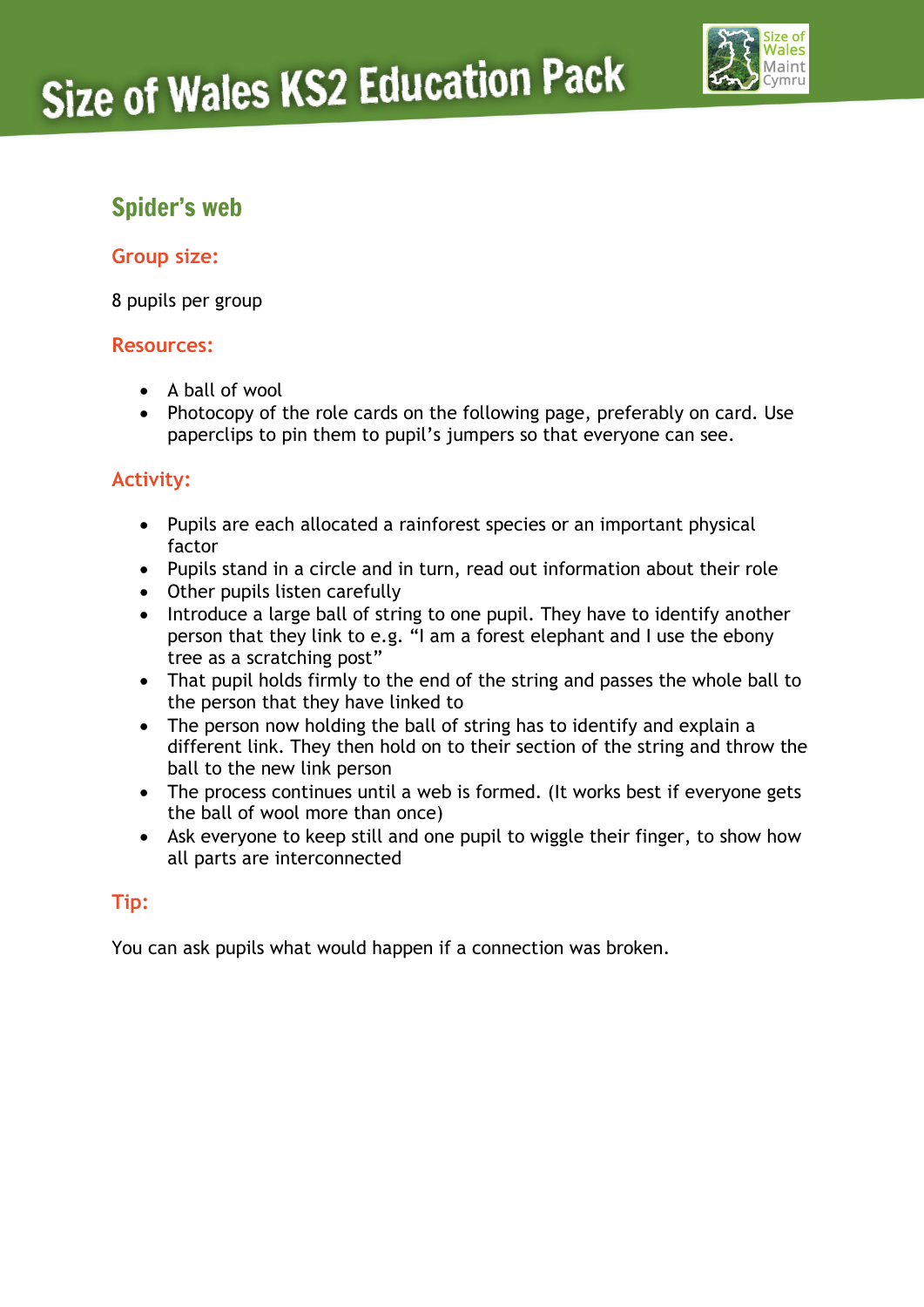# Size of Wales KS2 Education Pack

## Spider's web

### Group size:

8 pupils per group

### Resources:

- A ball of wool
- Photocopy of the role cards on the following page, preferably on card. Use paperclips to pin them to pupil's jumpers so that everyone can see.

### Activity:

- Pupils are each allocated a rainforest species or an important physical factor
- Pupils stand in a circle and in turn, read out information about their role
- Other pupils listen carefully
- Introduce a large ball of string to one pupil. They have to identify another person that they link to e.g. "I am a forest elephant and I use the ebony tree as a scratching post"
- That pupil holds firmly to the end of the string and passes the whole ball to the person that they have linked to
- The person now holding the ball of string has to identify and explain a different link. They then hold on to their section of the string and throw the ball to the new link person
- The process continues until a web is formed. (It works best if everyone gets the ball of wool more than once)
- Ask everyone to keep still and one pupil to wiggle their finger, to show how all parts are interconnected

### Tip:

You can ask pupils what would happen if a connection was broken.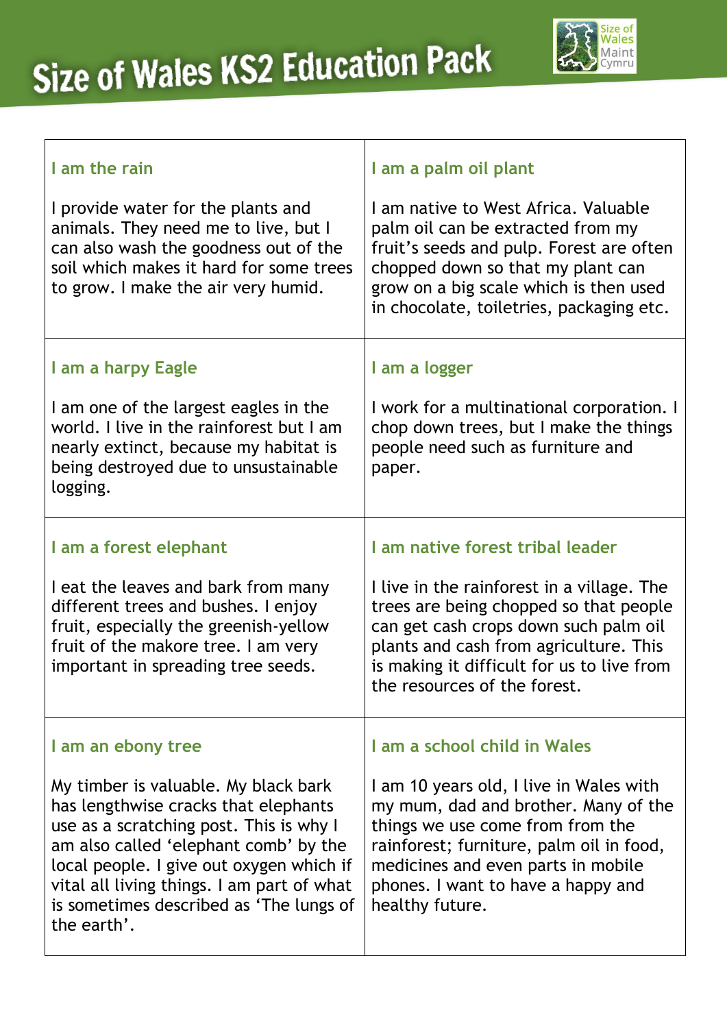| | |
|---|---|
| **I am the rain**<br><br>I provide water for the plants and animals. They need me to live, but I can also wash the goodness out of the soil which makes it hard for some trees to grow. I make the air very humid. | **I am a palm oil plant**<br><br>I am native to West Africa. Valuable palm oil can be extracted from my fruit's seeds and pulp. Forest are often chopped down so that my plant can grow on a big scale which is then used in chocolate, toiletries, packaging etc. |
| **I am a harpy Eagle**<br><br>I am one of the largest eagles in the world. I live in the rainforest but I am nearly extinct, because my habitat is being destroyed due to unsustainable logging. | **I am a logger**<br><br>I work for a multinational corporation. I chop down trees, but I make the things people need such as furniture and paper. |
| **I am a forest elephant**<br><br>I eat the leaves and bark from many different trees and bushes. I enjoy fruit, especially the greenish-yellow fruit of the makore tree. I am very important in spreading tree seeds. | **I am native forest tribal leader**<br><br>I live in the rainforest in a village. The trees are being chopped so that people can get cash crops down such palm oil plants and cash from agriculture. This is making it difficult for us to live from the resources of the forest. |
| **I am an ebony tree**<br><br>My timber is valuable. My black bark has lengthwise cracks that elephants use as a scratching post. This is why I am also called 'elephant comb' by the local people. I give out oxygen which if vital all living things. I am part of what is sometimes described as 'The lungs of the earth'. | **I am a school child in Wales**<br><br>I am 10 years old, I live in Wales with my mum, dad and brother. Many of the things we use come from from the rainforest; furniture, palm oil in food, medicines and even parts in mobile phones. I want to have a happy and healthy future. |